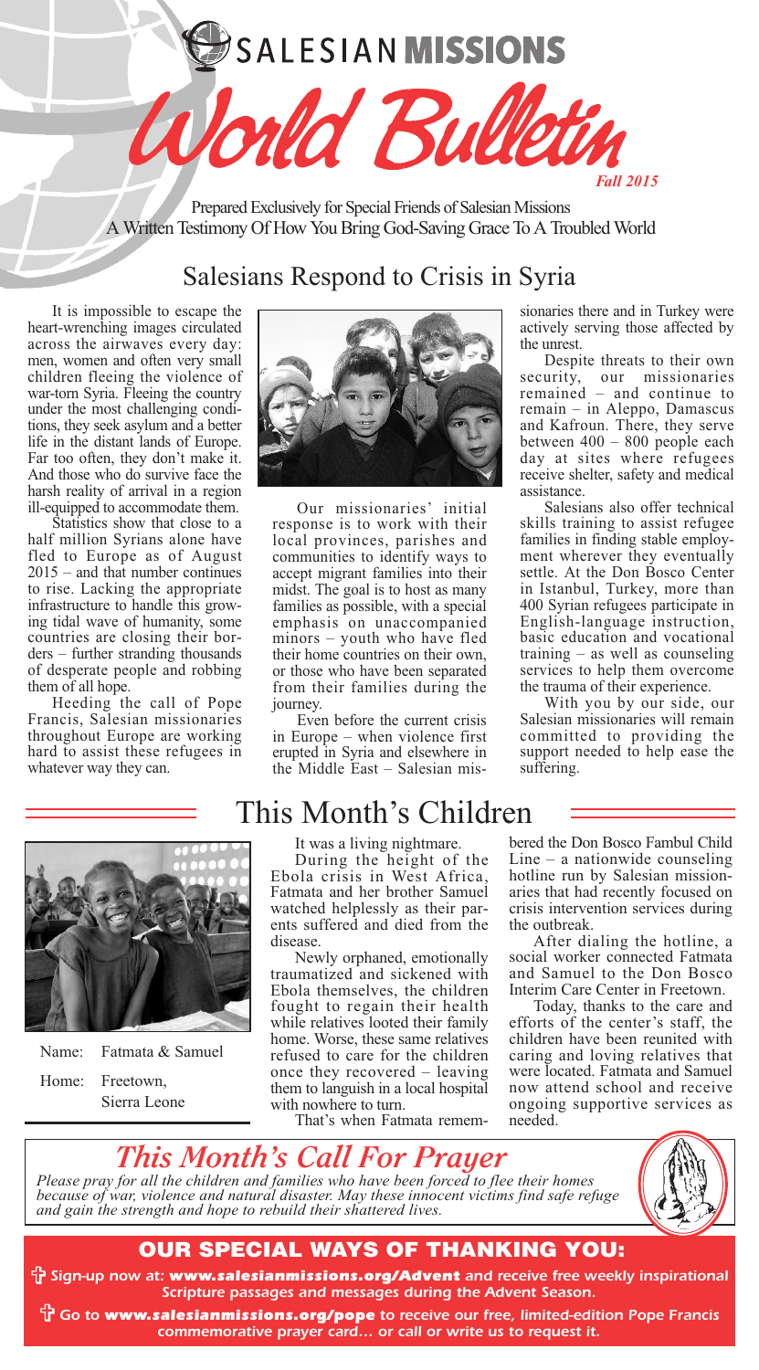# SALESIAN MISSIONS

# World Bulletin

*Fall 2015*

Prepared Exclusively for Special Friends of Salesian Missions
A Written Testimony Of How You Bring God-Saving Grace To A Troubled World

## Salesians Respond to Crisis in Syria

It is impossible to escape the heart-wrenching images circulated across the airwaves every day: men, women and often very small children fleeing the violence of war-torn Syria. Fleeing the country under the most challenging conditions, they seek asylum and a better life in the distant lands of Europe. Far too often, they don't make it. And those who do survive face the harsh reality of arrival in a region ill-equipped to accommodate them.

Statistics show that close to a half million Syrians alone have fled to Europe as of August 2015 – and that number continues to rise. Lacking the appropriate infrastructure to handle this growing tidal wave of humanity, some countries are closing their borders – further stranding thousands of desperate people and robbing them of all hope.

Heeding the call of Pope Francis, Salesian missionaries throughout Europe are working hard to assist these refugees in whatever way they can.

Our missionaries' initial response is to work with their local provinces, parishes and communities to identify ways to accept migrant families into their midst. The goal is to host as many families as possible, with a special emphasis on unaccompanied minors – youth who have fled their home countries on their own, or those who have been separated from their families during the journey.

Even before the current crisis in Europe – when violence first erupted in Syria and elsewhere in the Middle East – Salesian missionaries there and in Turkey were actively serving those affected by the unrest.

Despite threats to their own security, our missionaries remained – and continue to remain – in Aleppo, Damascus and Kafroun. There, they serve between 400 – 800 people each day at sites where refugees receive shelter, safety and medical assistance.

Salesians also offer technical skills training to assist refugee families in finding stable employment wherever they eventually settle. At the Don Bosco Center in Istanbul, Turkey, more than 400 Syrian refugees participate in English-language instruction, basic education and vocational training – as well as counseling services to help them overcome the trauma of their experience.

With you by our side, our Salesian missionaries will remain committed to providing the support needed to help ease the suffering.

## This Month's Children

Name: Fatmata & Samuel

Home: Freetown, Sierra Leone

It was a living nightmare.

During the height of the Ebola crisis in West Africa, Fatmata and her brother Samuel watched helplessly as their parents suffered and died from the disease.

Newly orphaned, emotionally traumatized and sickened with Ebola themselves, the children fought to regain their health while relatives looted their family home. Worse, these same relatives refused to care for the children once they recovered – leaving them to languish in a local hospital with nowhere to turn.

That's when Fatmata remembered the Don Bosco Fambul Child Line – a nationwide counseling hotline run by Salesian missionaries that had recently focused on crisis intervention services during the outbreak.

After dialing the hotline, a social worker connected Fatmata and Samuel to the Don Bosco Interim Care Center in Freetown.

Today, thanks to the care and efforts of the center's staff, the children have been reunited with caring and loving relatives that were located. Fatmata and Samuel now attend school and receive ongoing supportive services as needed.

## *This Month's Call For Prayer*

*Please pray for all the children and families who have been forced to flee their homes because of war, violence and natural disaster. May these innocent victims find safe refuge and gain the strength and hope to rebuild their shattered lives.*

### OUR SPECIAL WAYS OF THANKING YOU:

✞ *Sign-up now at: **www.salesianmissions.org/Advent** and receive free weekly inspirational Scripture passages and messages during the Advent Season.*

✞ *Go to **www.salesianmissions.org/pope** to receive our free, limited-edition Pope Francis commemorative prayer card… or call or write us to request it.*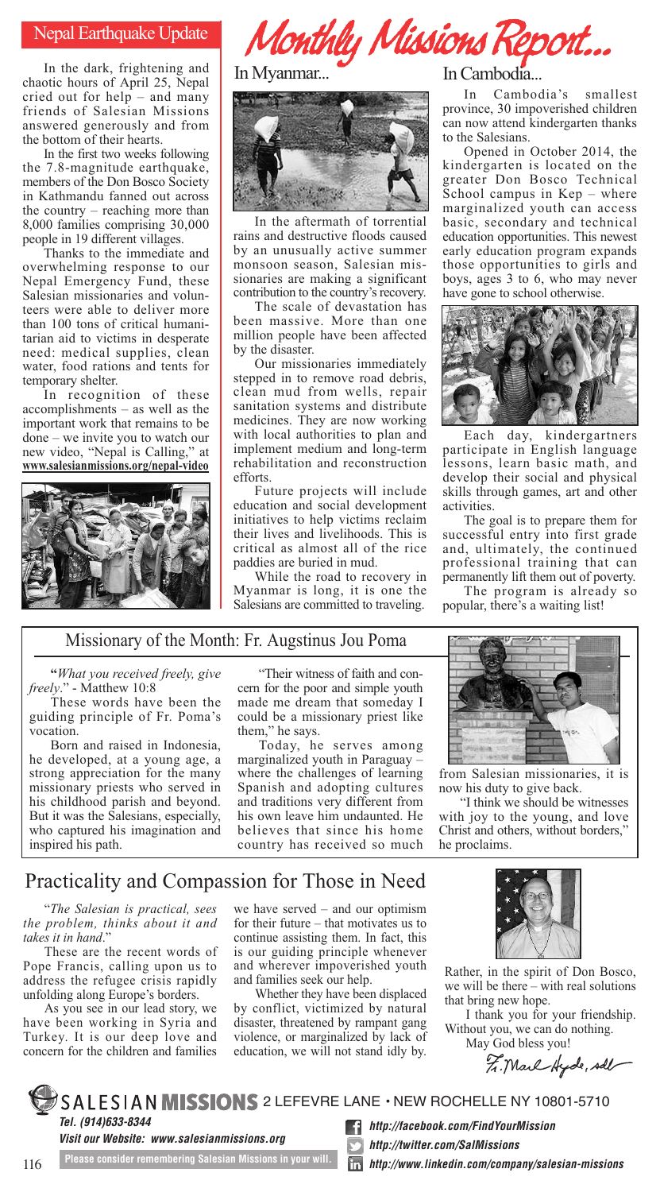## Nepal Earthquake Update

In the dark, frightening and chaotic hours of April 25, Nepal cried out for help – and many friends of Salesian Missions answered generously and from the bottom of their hearts.

In the first two weeks following the 7.8-magnitude earthquake, members of the Don Bosco Society in Kathmandu fanned out across the country – reaching more than 8,000 families comprising 30,000 people in 19 different villages.

Thanks to the immediate and overwhelming response to our Nepal Emergency Fund, these Salesian missionaries and volunteers were able to deliver more than 100 tons of critical humanitarian aid to victims in desperate need: medical supplies, clean water, food rations and tents for temporary shelter.

In recognition of these accomplishments – as well as the important work that remains to be done – we invite you to watch our new video, "Nepal is Calling," at **www.salesianmissions.org/nepal-video**

# Monthly Missions Report...

## In Myanmar...

In the aftermath of torrential rains and destructive floods caused by an unusually active summer monsoon season, Salesian missionaries are making a significant contribution to the country's recovery.

The scale of devastation has been massive. More than one million people have been affected by the disaster.

Our missionaries immediately stepped in to remove road debris, clean mud from wells, repair sanitation systems and distribute medicines. They are now working with local authorities to plan and implement medium and long-term rehabilitation and reconstruction efforts.

Future projects will include education and social development initiatives to help victims reclaim their lives and livelihoods. This is critical as almost all of the rice paddies are buried in mud.

While the road to recovery in Myanmar is long, it is one the Salesians are committed to traveling.

## In Cambodia...

In Cambodia's smallest province, 30 impoverished children can now attend kindergarten thanks to the Salesians.

Opened in October 2014, the kindergarten is located on the greater Don Bosco Technical School campus in Kep – where marginalized youth can access basic, secondary and technical education opportunities. This newest early education program expands those opportunities to girls and boys, ages 3 to 6, who may never have gone to school otherwise.

Each day, kindergartners participate in English language lessons, learn basic math, and develop their social and physical skills through games, art and other activities.

The goal is to prepare them for successful entry into first grade and, ultimately, the continued professional training that can permanently lift them out of poverty.

The program is already so popular, there's a waiting list!

## Missionary of the Month: Fr. Augstinus Jou Poma

"*What you received freely, give freely*." - Matthew 10:8

These words have been the guiding principle of Fr. Poma's vocation.

Born and raised in Indonesia, he developed, at a young age, a strong appreciation for the many missionary priests who served in his childhood parish and beyond. But it was the Salesians, especially, who captured his imagination and inspired his path.

"Their witness of faith and concern for the poor and simple youth made me dream that someday I could be a missionary priest like them," he says.

Today, he serves among marginalized youth in Paraguay – where the challenges of learning Spanish and adopting cultures and traditions very different from his own leave him undaunted. He believes that since his home country has received so much from Salesian missionaries, it is now his duty to give back.

"I think we should be witnesses with joy to the young, and love Christ and others, without borders," he proclaims.

## Practicality and Compassion for Those in Need

"*The Salesian is practical, sees the problem, thinks about it and takes it in hand*."

These are the recent words of Pope Francis, calling upon us to address the refugee crisis rapidly unfolding along Europe's borders.

As you see in our lead story, we have been working in Syria and Turkey. It is our deep love and concern for the children and families we have served – and our optimism for their future – that motivates us to continue assisting them. In fact, this is our guiding principle whenever and wherever impoverished youth and families seek our help.

Whether they have been displaced by conflict, victimized by natural disaster, threatened by rampant gang violence, or marginalized by lack of education, we will not stand idly by. Rather, in the spirit of Don Bosco, we will be there – with real solutions that bring new hope.

I thank you for your friendship. Without you, we can do nothing.

May God bless you!

Fr. Mark Hyde, sdb

**SALESIAN MISSIONS** 2 LEFEVRE LANE • NEW ROCHELLE NY 10801-5710

*Tel. (914)633-8344*

*Visit our Website: www.salesianmissions.org*

**Please consider remembering Salesian Missions in your will.**

*http://facebook.com/FindYourMission*

*http://twitter.com/SalMissions*

*http://www.linkedin.com/company/salesian-missions*